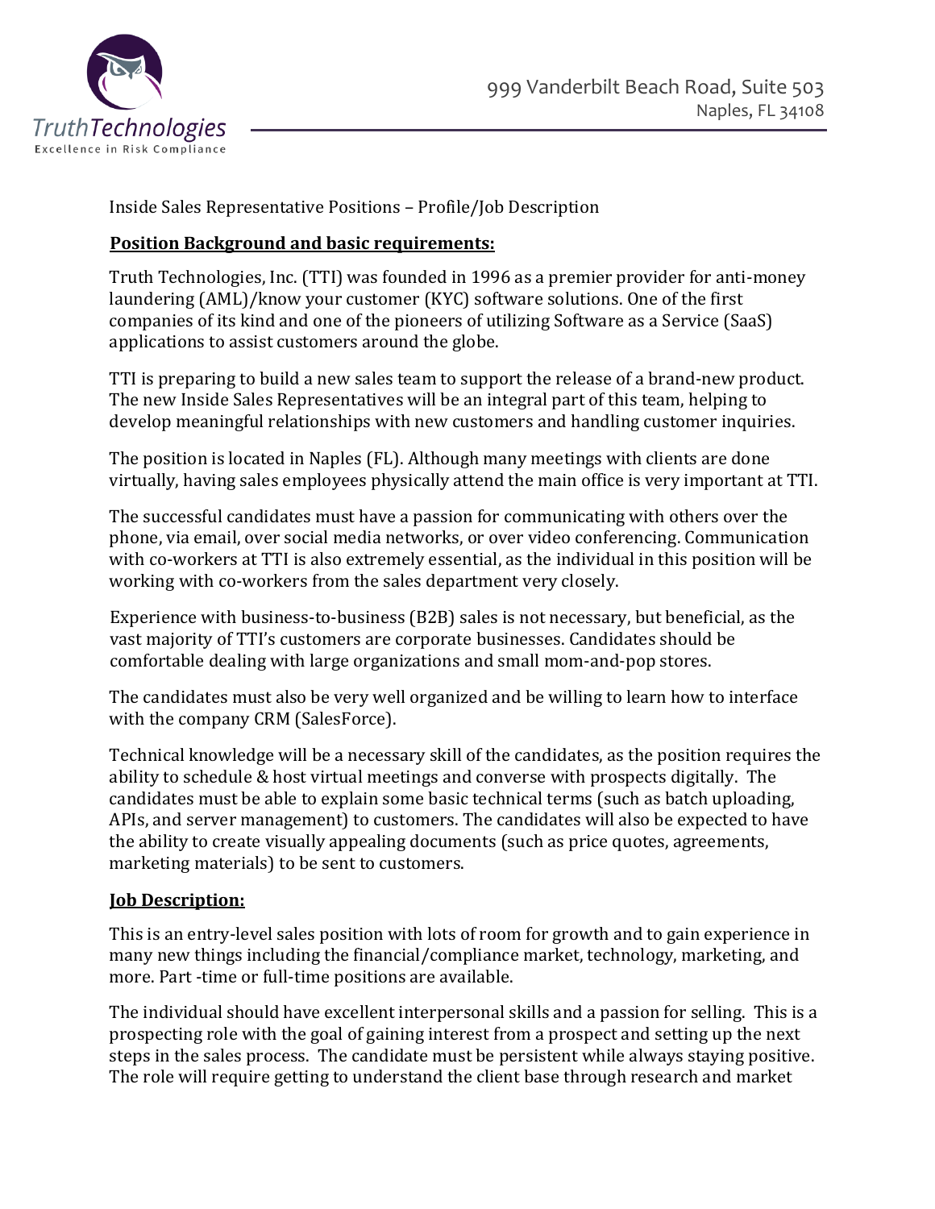Truth Technologies
Excellence in Risk Compliance

999 Vanderbilt Beach Road, Suite 503
Naples, FL 34108

Inside Sales Representative Positions – Profile/Job Description

## Position Background and basic requirements:

Truth Technologies, Inc. (TTI) was founded in 1996 as a premier provider for anti-money laundering (AML)/know your customer (KYC) software solutions. One of the first companies of its kind and one of the pioneers of utilizing Software as a Service (SaaS) applications to assist customers around the globe.

TTI is preparing to build a new sales team to support the release of a brand-new product. The new Inside Sales Representatives will be an integral part of this team, helping to develop meaningful relationships with new customers and handling customer inquiries.

The position is located in Naples (FL). Although many meetings with clients are done virtually, having sales employees physically attend the main office is very important at TTI.

The successful candidates must have a passion for communicating with others over the phone, via email, over social media networks, or over video conferencing. Communication with co-workers at TTI is also extremely essential, as the individual in this position will be working with co-workers from the sales department very closely.

Experience with business-to-business (B2B) sales is not necessary, but beneficial, as the vast majority of TTI's customers are corporate businesses. Candidates should be comfortable dealing with large organizations and small mom-and-pop stores.

The candidates must also be very well organized and be willing to learn how to interface with the company CRM (SalesForce).

Technical knowledge will be a necessary skill of the candidates, as the position requires the ability to schedule & host virtual meetings and converse with prospects digitally. The candidates must be able to explain some basic technical terms (such as batch uploading, APIs, and server management) to customers. The candidates will also be expected to have the ability to create visually appealing documents (such as price quotes, agreements, marketing materials) to be sent to customers.

## Job Description:

This is an entry-level sales position with lots of room for growth and to gain experience in many new things including the financial/compliance market, technology, marketing, and more. Part -time or full-time positions are available.

The individual should have excellent interpersonal skills and a passion for selling. This is a prospecting role with the goal of gaining interest from a prospect and setting up the next steps in the sales process. The candidate must be persistent while always staying positive. The role will require getting to understand the client base through research and market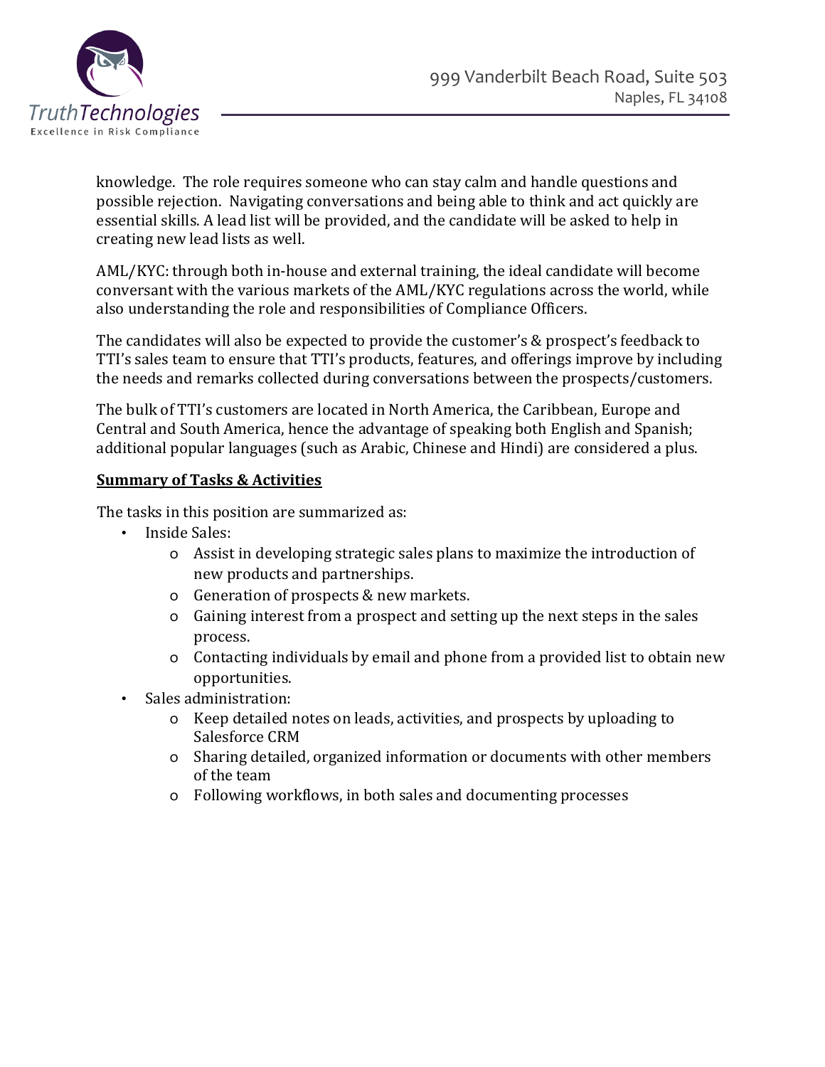knowledge. The role requires someone who can stay calm and handle questions and possible rejection. Navigating conversations and being able to think and act quickly are essential skills. A lead list will be provided, and the candidate will be asked to help in creating new lead lists as well.

AML/KYC: through both in-house and external training, the ideal candidate will become conversant with the various markets of the AML/KYC regulations across the world, while also understanding the role and responsibilities of Compliance Officers.

The candidates will also be expected to provide the customer's & prospect's feedback to TTI's sales team to ensure that TTI's products, features, and offerings improve by including the needs and remarks collected during conversations between the prospects/customers.

The bulk of TTI's customers are located in North America, the Caribbean, Europe and Central and South America, hence the advantage of speaking both English and Spanish; additional popular languages (such as Arabic, Chinese and Hindi) are considered a plus.

**<u>Summary of Tasks & Activities</u>**

The tasks in this position are summarized as:

- Inside Sales:
  - Assist in developing strategic sales plans to maximize the introduction of new products and partnerships.
  - Generation of prospects & new markets.
  - Gaining interest from a prospect and setting up the next steps in the sales process.
  - Contacting individuals by email and phone from a provided list to obtain new opportunities.
- Sales administration:
  - Keep detailed notes on leads, activities, and prospects by uploading to Salesforce CRM
  - Sharing detailed, organized information or documents with other members of the team
  - Following workflows, in both sales and documenting processes